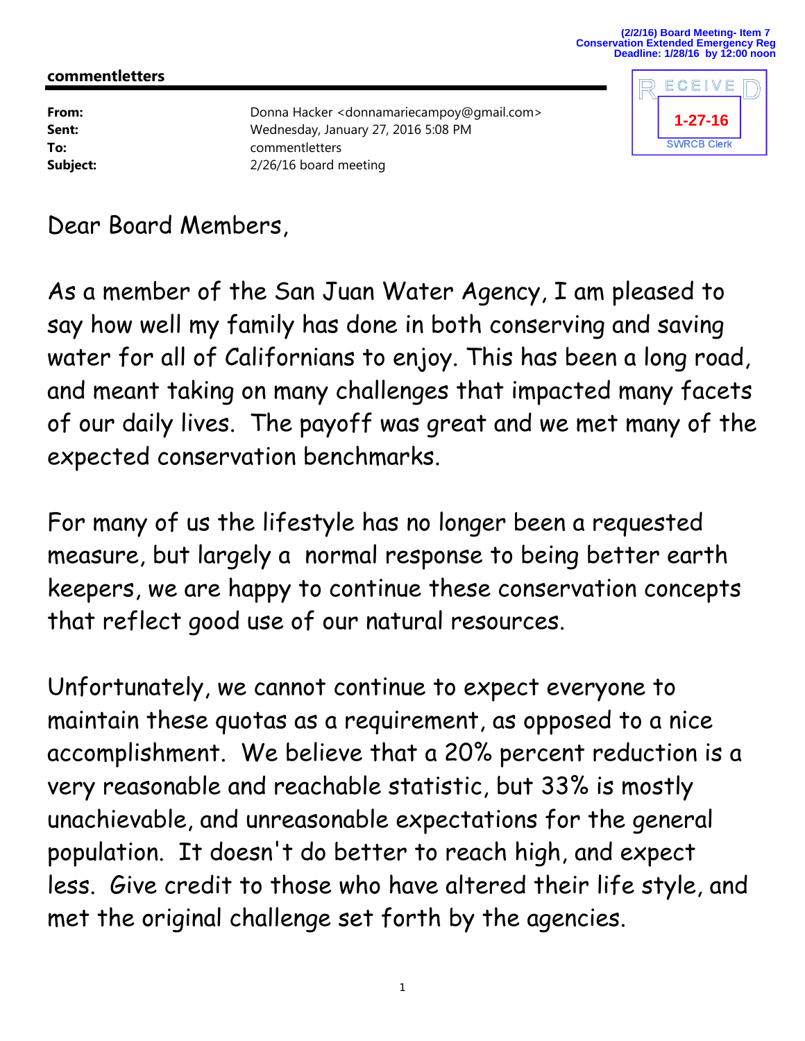(2/2/16) Board Meeting- Item 7
Conservation Extended Emergency Reg
Deadline: 1/28/16 by 12:00 noon

RECEIVED
1-27-16
SWRCB Clerk

**commentletters**

| | |
|---|---|
| **From:** | Donna Hacker <donnamariecampoy@gmail.com> |
| **Sent:** | Wednesday, January 27, 2016 5:08 PM |
| **To:** | commentletters |
| **Subject:** | 2/26/16 board meeting |

Dear Board Members,

As a member of the San Juan Water Agency, I am pleased to say how well my family has done in both conserving and saving water for all of Californians to enjoy. This has been a long road, and meant taking on many challenges that impacted many facets of our daily lives. The payoff was great and we met many of the expected conservation benchmarks.

For many of us the lifestyle has no longer been a requested measure, but largely a normal response to being better earth keepers, we are happy to continue these conservation concepts that reflect good use of our natural resources.

Unfortunately, we cannot continue to expect everyone to maintain these quotas as a requirement, as opposed to a nice accomplishment. We believe that a 20% percent reduction is a very reasonable and reachable statistic, but 33% is mostly unachievable, and unreasonable expectations for the general population. It doesn't do better to reach high, and expect less. Give credit to those who have altered their life style, and met the original challenge set forth by the agencies.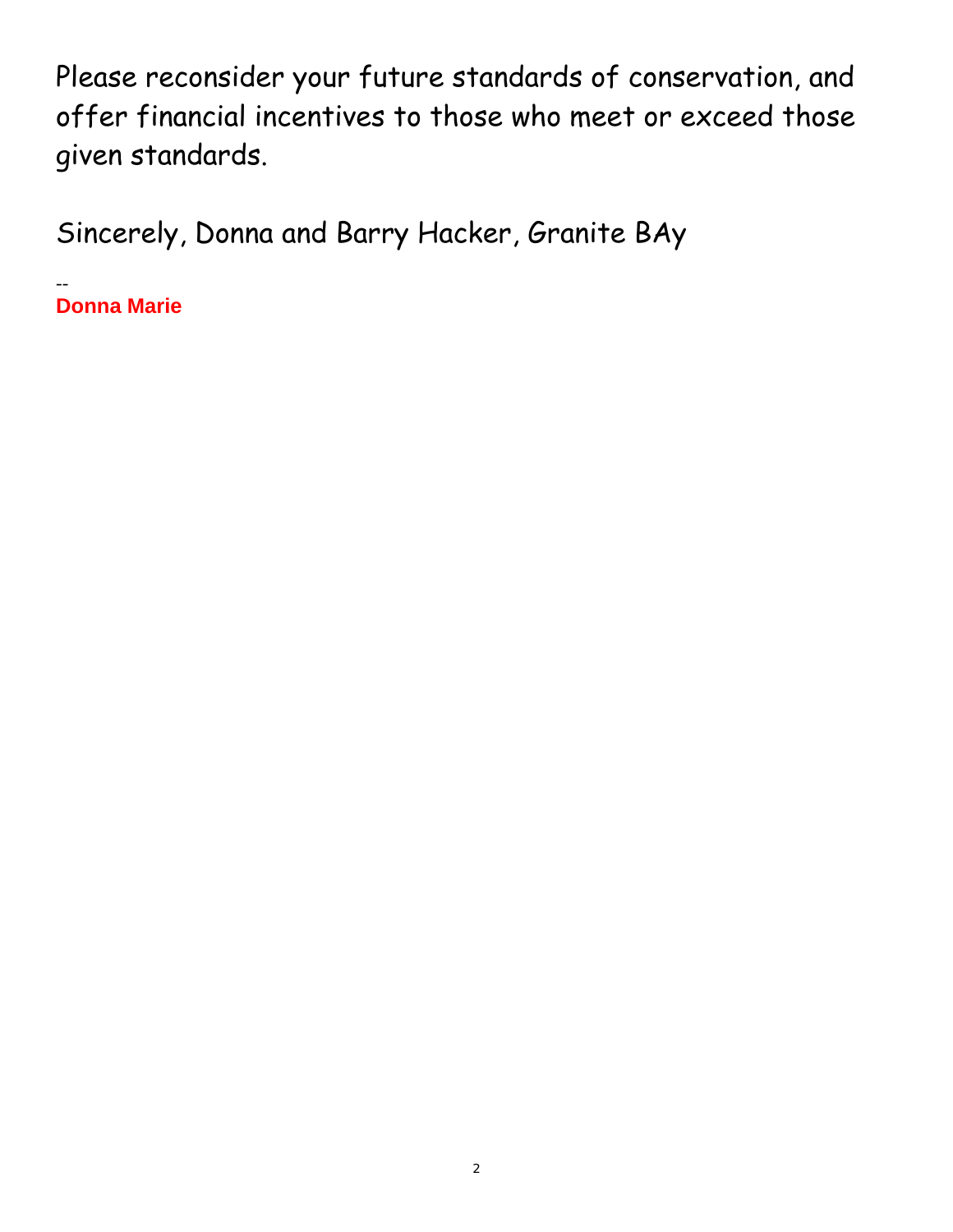Please reconsider your future standards of conservation, and offer financial incentives to those who meet or exceed those given standards.

Sincerely, Donna and Barry Hacker, Granite BAy

--
**Donna Marie**